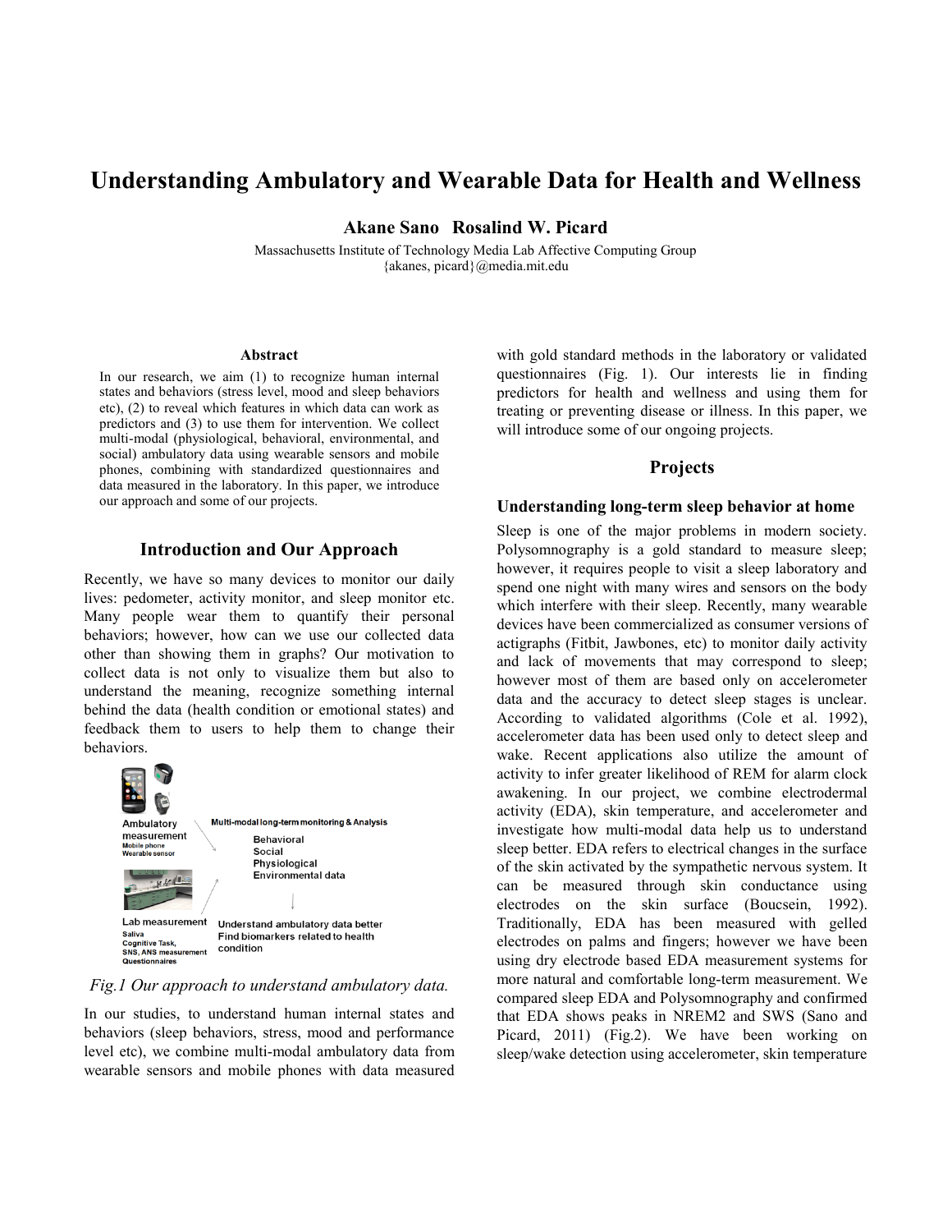# Understanding Ambulatory and Wearable Data for Health and Wellness

**Akane Sano Rosalind W. Picard**

Massachusetts Institute of Technology Media Lab Affective Computing Group
{akanes, picard}@media.mit.edu

### Abstract

In our research, we aim (1) to recognize human internal states and behaviors (stress level, mood and sleep behaviors etc), (2) to reveal which features in which data can work as predictors and (3) to use them for intervention. We collect multi-modal (physiological, behavioral, environmental, and social) ambulatory data using wearable sensors and mobile phones, combining with standardized questionnaires and data measured in the laboratory. In this paper, we introduce our approach and some of our projects.

## Introduction and Our Approach

Recently, we have so many devices to monitor our daily lives: pedometer, activity monitor, and sleep monitor etc. Many people wear them to quantify their personal behaviors; however, how can we use our collected data other than showing them in graphs? Our motivation to collect data is not only to visualize them but also to understand the meaning, recognize something internal behind the data (health condition or emotional states) and feedback them to users to help them to change their behaviors.

Ambulatory measurement
Mobile phone
Wearable sensor

Multi-modal long-term monitoring & Analysis
Behavioral
Social
Physiological
Environmental data

Lab measurement
Saliva
Cognitive Task,
SNS, ANS measurement
Questionnaires

Understand ambulatory data better
Find biomarkers related to health condition

*Fig.1 Our approach to understand ambulatory data.*

In our studies, to understand human internal states and behaviors (sleep behaviors, stress, mood and performance level etc), we combine multi-modal ambulatory data from wearable sensors and mobile phones with data measured with gold standard methods in the laboratory or validated questionnaires (Fig. 1). Our interests lie in finding predictors for health and wellness and using them for treating or preventing disease or illness. In this paper, we will introduce some of our ongoing projects.

## Projects

### Understanding long-term sleep behavior at home

Sleep is one of the major problems in modern society. Polysomnography is a gold standard to measure sleep; however, it requires people to visit a sleep laboratory and spend one night with many wires and sensors on the body which interfere with their sleep. Recently, many wearable devices have been commercialized as consumer versions of actigraphs (Fitbit, Jawbones, etc) to monitor daily activity and lack of movements that may correspond to sleep; however most of them are based only on accelerometer data and the accuracy to detect sleep stages is unclear. According to validated algorithms (Cole et al. 1992), accelerometer data has been used only to detect sleep and wake. Recent applications also utilize the amount of activity to infer greater likelihood of REM for alarm clock awakening. In our project, we combine electrodermal activity (EDA), skin temperature, and accelerometer and investigate how multi-modal data help us to understand sleep better. EDA refers to electrical changes in the surface of the skin activated by the sympathetic nervous system. It can be measured through skin conductance using electrodes on the skin surface (Boucsein, 1992). Traditionally, EDA has been measured with gelled electrodes on palms and fingers; however we have been using dry electrode based EDA measurement systems for more natural and comfortable long-term measurement. We compared sleep EDA and Polysomnography and confirmed that EDA shows peaks in NREM2 and SWS (Sano and Picard, 2011) (Fig.2). We have been working on sleep/wake detection using accelerometer, skin temperature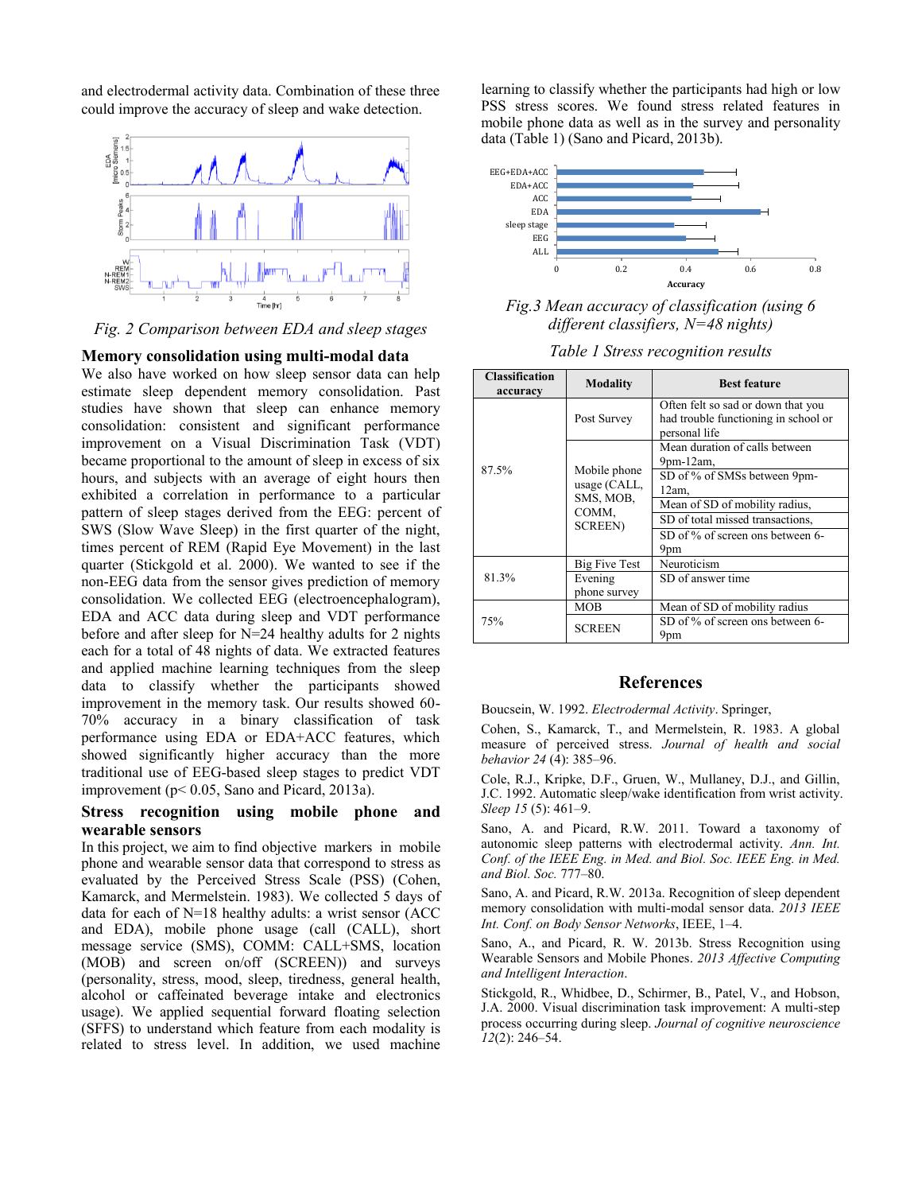and electrodermal activity data. Combination of these three could improve the accuracy of sleep and wake detection.

EDA [micro Siemens]
2
1.5
1
0.5
0
Storm Peaks
6
4
2
0
W
REM
N-REM1
N-REM2
SWS
1 2 3 4 5 6 7 8
Time [hr]

*Fig. 2 Comparison between EDA and sleep stages*

## Memory consolidation using multi-modal data

We also have worked on how sleep sensor data can help estimate sleep dependent memory consolidation. Past studies have shown that sleep can enhance memory consolidation: consistent and significant performance improvement on a Visual Discrimination Task (VDT) became proportional to the amount of sleep in excess of six hours, and subjects with an average of eight hours then exhibited a correlation in performance to a particular pattern of sleep stages derived from the EEG: percent of SWS (Slow Wave Sleep) in the first quarter of the night, times percent of REM (Rapid Eye Movement) in the last quarter (Stickgold et al. 2000). We wanted to see if the non-EEG data from the sensor gives prediction of memory consolidation. We collected EEG (electroencephalogram), EDA and ACC data during sleep and VDT performance before and after sleep for N=24 healthy adults for 2 nights each for a total of 48 nights of data. We extracted features and applied machine learning techniques from the sleep data to classify whether the participants showed improvement in the memory task. Our results showed 60-70% accuracy in a binary classification of task performance using EDA or EDA+ACC features, which showed significantly higher accuracy than the more traditional use of EEG-based sleep stages to predict VDT improvement ($p < 0.05$, Sano and Picard, 2013a).

## Stress recognition using mobile phone and wearable sensors

In this project, we aim to find objective markers in mobile phone and wearable sensor data that correspond to stress as evaluated by the Perceived Stress Scale (PSS) (Cohen, Kamarck, and Mermelstein. 1983). We collected 5 days of data for each of N=18 healthy adults: a wrist sensor (ACC and EDA), mobile phone usage (call (CALL), short message service (SMS), COMM: CALL+SMS, location (MOB) and screen on/off (SCREEN)) and surveys (personality, stress, mood, sleep, tiredness, general health, alcohol or caffeinated beverage intake and electronics usage). We applied sequential forward floating selection (SFFS) to understand which feature from each modality is related to stress level. In addition, we used machine learning to classify whether the participants had high or low PSS stress scores. We found stress related features in mobile phone data as well as in the survey and personality data (Table 1) (Sano and Picard, 2013b).

EEG+EDA+ACC
EDA+ACC
ACC
EDA
sleep stage
EEG
ALL
0 0.2 0.4 0.6 0.8
Accuracy

*Fig.3 Mean accuracy of classification (using 6 different classifiers, N=48 nights)*

*Table 1 Stress recognition results*

| Classification accuracy | Modality | Best feature |
|---|---|---|
| 87.5% | Post Survey | Often felt so sad or down that you had trouble functioning in school or personal life |
| | Mobile phone usage (CALL, SMS, MOB, COMM, SCREEN) | Mean duration of calls between 9pm-12am, |
| | | SD of % of SMSs between 9pm-12am, |
| | | Mean of SD of mobility radius, |
| | | SD of total missed transactions, |
| | | SD of % of screen ons between 6-9pm |
| 81.3% | Big Five Test | Neuroticism |
| | Evening phone survey | SD of answer time |
| 75% | MOB | Mean of SD of mobility radius |
| | SCREEN | SD of % of screen ons between 6-9pm |

## References

Boucsein, W. 1992. *Electrodermal Activity*. Springer,

Cohen, S., Kamarck, T., and Mermelstein, R. 1983. A global measure of perceived stress. *Journal of health and social behavior 24* (4): 385–96.

Cole, R.J., Kripke, D.F., Gruen, W., Mullaney, D.J., and Gillin, J.C. 1992. Automatic sleep/wake identification from wrist activity. *Sleep 15* (5): 461–9.

Sano, A. and Picard, R.W. 2011. Toward a taxonomy of autonomic sleep patterns with electrodermal activity. *Ann. Int. Conf. of the IEEE Eng. in Med. and Biol. Soc. IEEE Eng. in Med. and Biol. Soc.* 777–80.

Sano, A. and Picard, R.W. 2013a. Recognition of sleep dependent memory consolidation with multi-modal sensor data. *2013 IEEE Int. Conf. on Body Sensor Networks*, IEEE, 1–4.

Sano, A., and Picard, R. W. 2013b. Stress Recognition using Wearable Sensors and Mobile Phones. *2013 Affective Computing and Intelligent Interaction*.

Stickgold, R., Whidbee, D., Schirmer, B., Patel, V., and Hobson, J.A. 2000. Visual discrimination task improvement: A multi-step process occurring during sleep. *Journal of cognitive neuroscience 12*(2): 246–54.